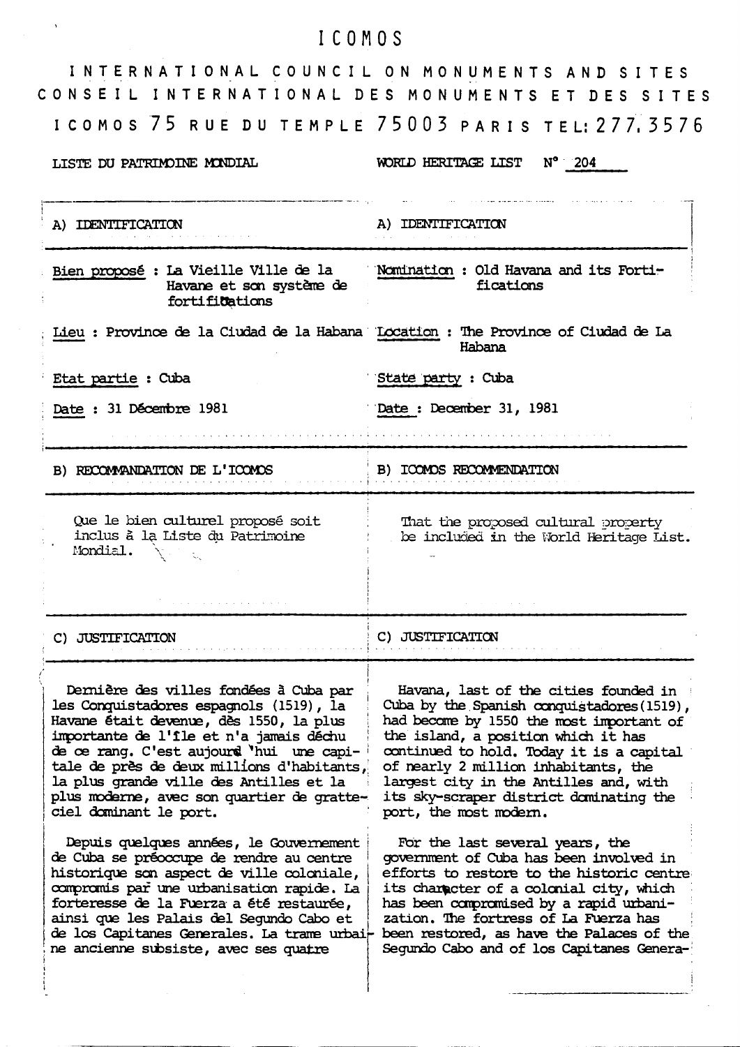# ICOMOS

## INTERNATIONAL COUNCIL ON MONUMENTS AND SITES
## CONSEIL INTERNATIONAL DES MONUMENTS ET DES SITES

ICOMOS 75 RUE DU TEMPLE 75003 PARIS TEL: 277.3576

| LISTE DU PATRIMOINE MONDIAL | WORLD HERITAGE LIST N° 204 |
|---|---|
| **A) IDENTIFICATION** | **A) IDENTIFICATION** |
| Bien proposé : La Vieille Ville de la Havane et son système de fortifications | Nomination : Old Havana and its Fortifications |
| Lieu : Province de la Ciudad de la Habana | Location : The Province of Ciudad de La Habana |
| Etat partie : Cuba | State party : Cuba |
| Date : 31 Décembre 1981 | Date : December 31, 1981 |
| **B) RECOMMANDATION DE L'ICOMOS** | **B) ICOMOS RECOMMENDATION** |
| Que le bien culturel proposé soit inclus à la Liste du Patrimoine Mondial. | That the proposed cultural property be included in the World Heritage List. |
| **C) JUSTIFICATION** | **C) JUSTIFICATION** |
| Dernière des villes fondées à Cuba par les Conquistadores espagnols (1519), la Havane était devenue, dès 1550, la plus importante de l'île et n'a jamais déchu de ce rang. C'est aujourd'hui une capitale de près de deux millions d'habitants, la plus grande ville des Antilles et la plus moderne, avec son quartier de gratte-ciel dominant le port. | Havana, last of the cities founded in Cuba by the Spanish conquistadores (1519), had become by 1550 the most important of the island, a position which it has continued to hold. Today it is a capital of nearly 2 million inhabitants, the largest city in the Antilles and, with its sky-scraper district dominating the port, the most modern. |
| Depuis quelques années, le Gouvernement de Cuba se préoccupe de rendre au centre historique son aspect de ville coloniale, compromis par une urbanisation rapide. La forteresse de la Fuerza a été restaurée, ainsi que les Palais del Segundo Cabo et de los Capitanes Generales. La trame urbaine ancienne subsiste, avec ses quatre | For the last several years, the government of Cuba has been involved in efforts to restore to the historic centre its character of a colonial city, which has been compromised by a rapid urbanization. The fortress of La Fuerza has been restored, as have the Palaces of the Segundo Cabo and of los Capitanes Genera- |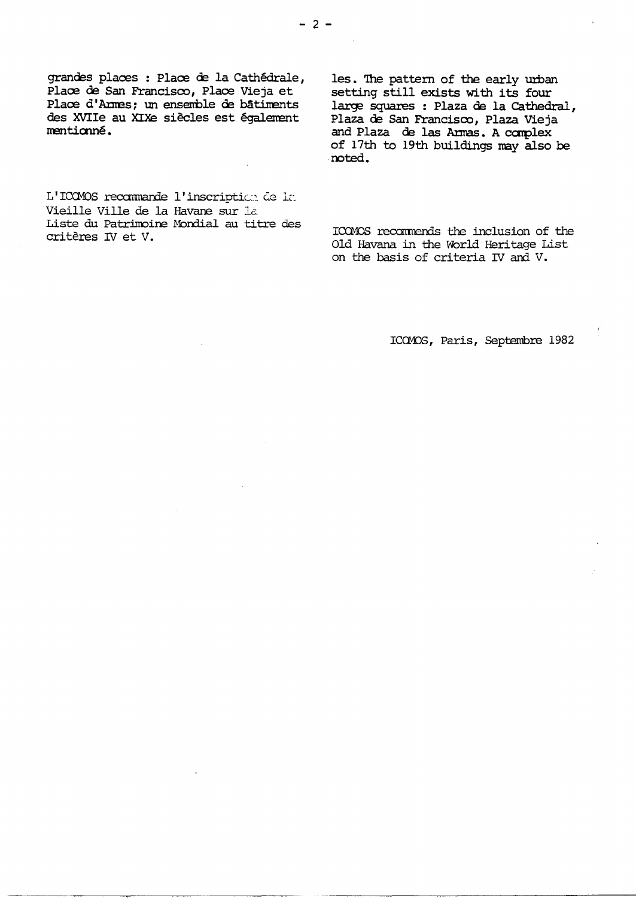grandes places : Place de la Cathédrale, Place de San Francisco, Place Vieja et Place d'Armes; un ensemble de bâtiments des XVIIe au XIXe siècles est également mentionné.

L'ICOMOS recommande l'inscription de la Vieille Ville de la Havane sur la Liste du Patrimoine Mondial au titre des critères IV et V.

les. The pattern of the early urban setting still exists with its four large squares : Plaza de la Cathedral, Plaza de San Francisco, Plaza Vieja and Plaza de las Armas. A complex of 17th to 19th buildings may also be noted.

ICOMOS recommends the inclusion of the Old Havana in the World Heritage List on the basis of criteria IV and V.

ICOMOS, Paris, Septembre 1982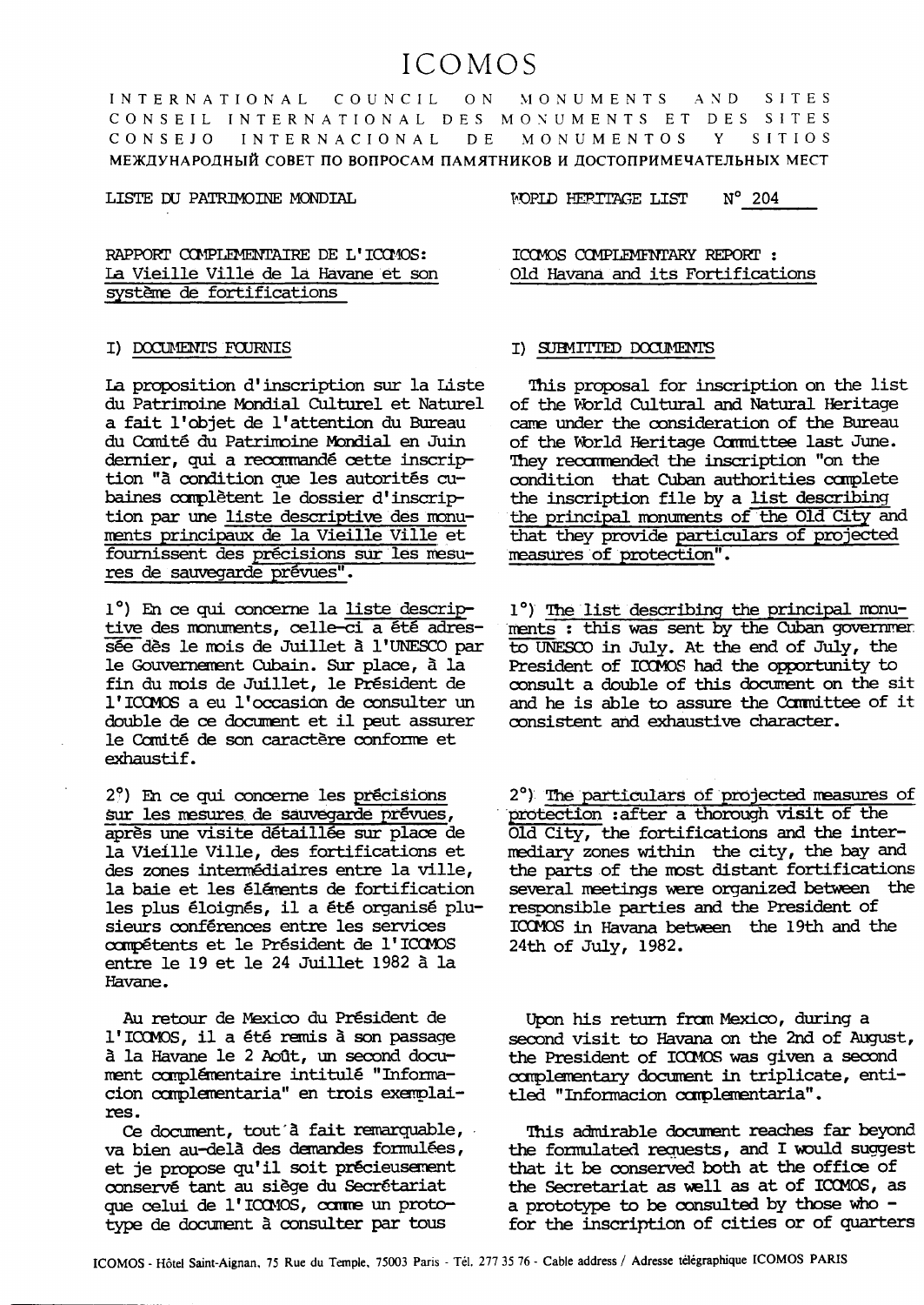# ICOMOS

INTERNATIONAL COUNCIL ON MONUMENTS AND SITES
CONSEIL INTERNATIONAL DES MONUMENTS ET DES SITES
CONSEJO INTERNACIONAL DE MONUMENTOS Y SITIOS
МЕЖДУНАРОДНЫЙ СОВЕТ ПО ВОПРОСАМ ПАМЯТНИКОВ И ДОСТОПРИМЕЧАТЕЛЬНЫХ МЕСТ

LISTE DU PATRIMOINE MONDIAL

WORLD HERITAGE LIST N° 204

RAPPORT COMPLEMENTAIRE DE L'ICOMOS: La Vieille Ville de la Havane et son système de fortifications

## I) DOCUMENTS FOURNIS

La proposition d'inscription sur la Liste du Patrimoine Mondial Culturel et Naturel a fait l'objet de l'attention du Bureau du Comité du Patrimoine Mondial en Juin dernier, qui a recommandé cette inscription "à condition que les autorités cubaines complètent le dossier d'inscription par une liste descriptive des monuments principaux de la Vieille Ville et fournissent des précisions sur les mesures de sauvegarde prévues".

1°) En ce qui concerne la liste descriptive des monuments, celle-ci a été adressée dès le mois de Juillet à l'UNESCO par le Gouvernement Cubain. Sur place, à la fin du mois de Juillet, le Président de l'ICOMOS a eu l'occasion de consulter un double de ce document et il peut assurer le Comité de son caractère conforme et exhaustif.

2°) En ce qui concerne les précisions sur les mesures de sauvegarde prévues, après une visite détaillée sur place de la Vieille Ville, des fortifications et des zones intermédiaires entre la ville, la baie et les éléments de fortification les plus éloignés, il a été organisé plusieurs conférences entre les services compétents et le Président de l'ICOMOS entre le 19 et le 24 Juillet 1982 à la Havane.

Au retour de Mexico du Président de l'ICOMOS, il a été remis à son passage à la Havane le 2 Août, un second document complémentaire intitulé "Informacion complementaria" en trois exemplaires.

Ce document, tout à fait remarquable, va bien au-delà des demandes formulées, et je propose qu'il soit précieusement conservé tant au siège du Secrétariat que celui de l'ICOMOS, comme un prototype de document à consulter par tous

ICOMOS COMPLEMENTARY REPORT : Old Havana and its Fortifications

## I) SUBMITTED DOCUMENTS

This proposal for inscription on the list of the World Cultural and Natural Heritage came under the consideration of the Bureau of the World Heritage Committee last June. They recommended the inscription "on the condition that Cuban authorities complete the inscription file by a list describing the principal monuments of the Old City and that they provide particulars of projected measures of protection".

1°) The list describing the principal monuments : this was sent by the Cuban governmen to UNESCO in July. At the end of July, the President of ICOMOS had the opportunity to consult a double of this document on the sit and he is able to assure the Committee of it consistent and exhaustive character.

2°) The particulars of projected measures of protection :after a thorough visit of the Old City, the fortifications and the intermediary zones within the city, the bay and the parts of the most distant fortifications several meetings were organized between the responsible parties and the President of ICOMOS in Havana between the 19th and the 24th of July, 1982.

Upon his return from Mexico, during a second visit to Havana on the 2nd of August, the President of ICOMOS was given a second complementary document in triplicate, entitled "Informacion complementaria".

This admirable document reaches far beyond the formulated requests, and I would suggest that it be conserved both at the office of the Secretariat as well as at of ICOMOS, as a prototype to be consulted by those who - for the inscription of cities or of quarters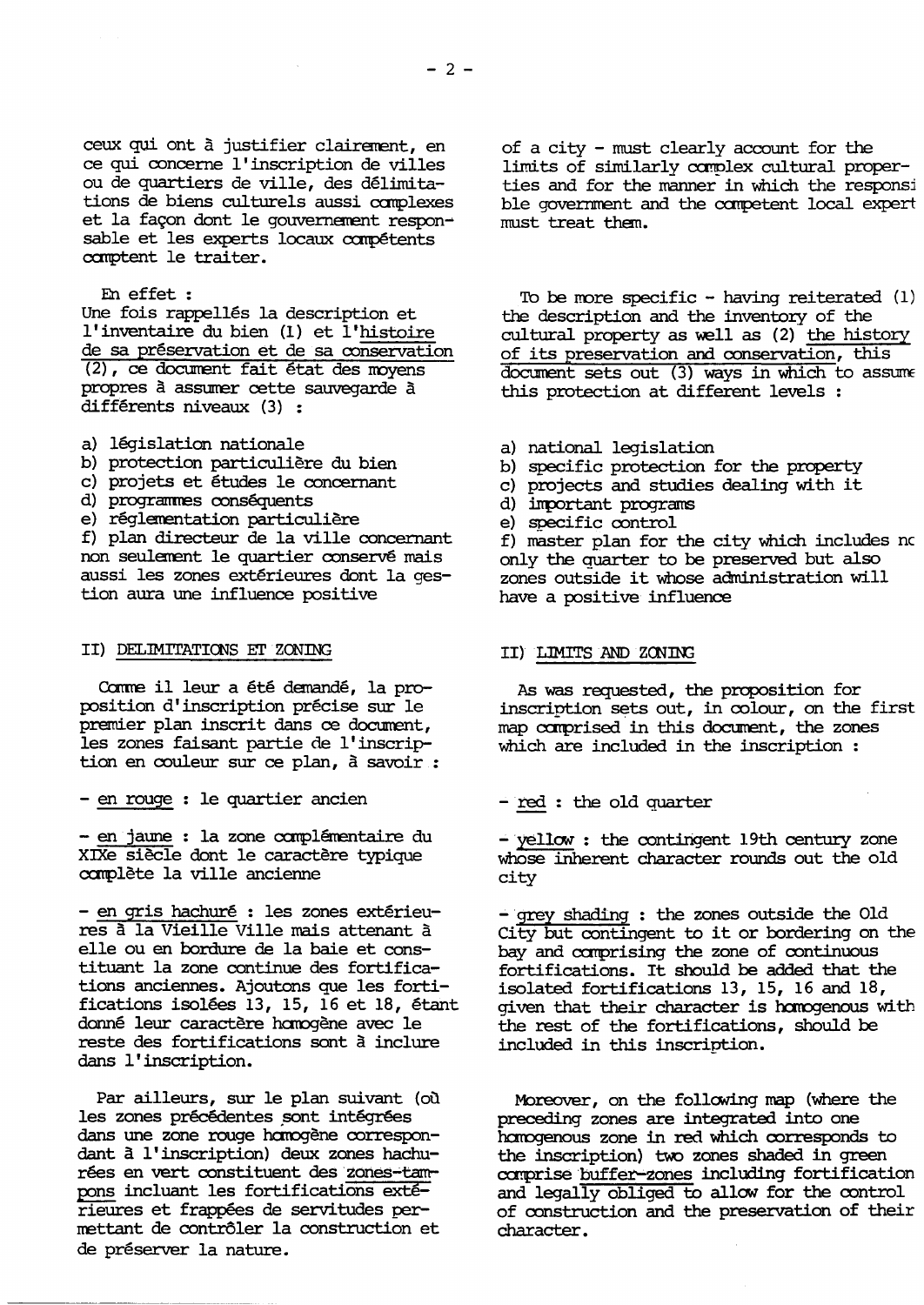ceux qui ont à justifier clairement, en ce qui concerne l'inscription de villes ou de quartiers de ville, des délimitations de biens culturels aussi complexes et la façon dont le gouvernement responsable et les experts locaux compétents comptent le traiter.

En effet :
Une fois rappellés la description et l'inventaire du bien (1) et l'<u>histoire de sa préservation et de sa conservation</u> (2), ce document fait état des moyens propres à assumer cette sauvegarde à différents niveaux (3) :

a) législation nationale
b) protection particulière du bien
c) projets et études le concernant
d) programmes conséquents
e) réglementation particulière
f) plan directeur de la ville concernant non seulement le quartier conservé mais aussi les zones extérieures dont la gestion aura une influence positive

## II) DELIMITATIONS ET ZONING

Comme il leur a été demandé, la proposition d'inscription précise sur le premier plan inscrit dans ce document, les zones faisant partie de l'inscription en couleur sur ce plan, à savoir :

- <u>en rouge</u> : le quartier ancien

- <u>en jaune</u> : la zone complémentaire du XIXe siècle dont le caractère typique complète la ville ancienne

- <u>en gris hachuré</u> : les zones extérieures à la Vieille Ville mais attenant à elle ou en bordure de la baie et constituant la zone continue des fortifications anciennes. Ajoutons que les fortifications isolées 13, 15, 16 et 18, étant donné leur caractère homogène avec le reste des fortifications sont à inclure dans l'inscription.

Par ailleurs, sur le plan suivant (où les zones précédentes sont intégrées dans une zone rouge homogène correspondant à l'inscription) deux zones hachurées en vert constituent des <u>zones-tampons</u> incluant les fortifications extérieures et frappées de servitudes permettant de contrôler la construction et de préserver la nature.

of a city - must clearly account for the limits of similarly complex cultural properties and for the manner in which the responsible government and the competent local expert must treat them.

To be more specific - having reiterated (1) the description and the inventory of the cultural property as well as (2) <u>the history of its preservation and conservation</u>, this document sets out (3) ways in which to assume this protection at different levels :

a) national legislation
b) specific protection for the property
c) projects and studies dealing with it
d) important programs
e) specific control
f) master plan for the city which includes not only the quarter to be preserved but also zones outside it whose administration will have a positive influence

## II) LIMITS AND ZONING

As was requested, the proposition for inscription sets out, in colour, on the first map comprised in this document, the zones which are included in the inscription :

- <u>red</u> : the old quarter

- <u>yellow</u> : the contingent 19th century zone whose inherent character rounds out the old city

- <u>grey shading</u> : the zones outside the Old City but contingent to it or bordering on the bay and comprising the zone of continuous fortifications. It should be added that the isolated fortifications 13, 15, 16 and 18, given that their character is homogenous with the rest of the fortifications, should be included in this inscription.

Moreover, on the following map (where the preceding zones are integrated into one homogenous zone in red which corresponds to the inscription) two zones shaded in green comprise <u>buffer-zones</u> including fortification and <u>legally obliged to</u> allow for the control of construction and the preservation of their character.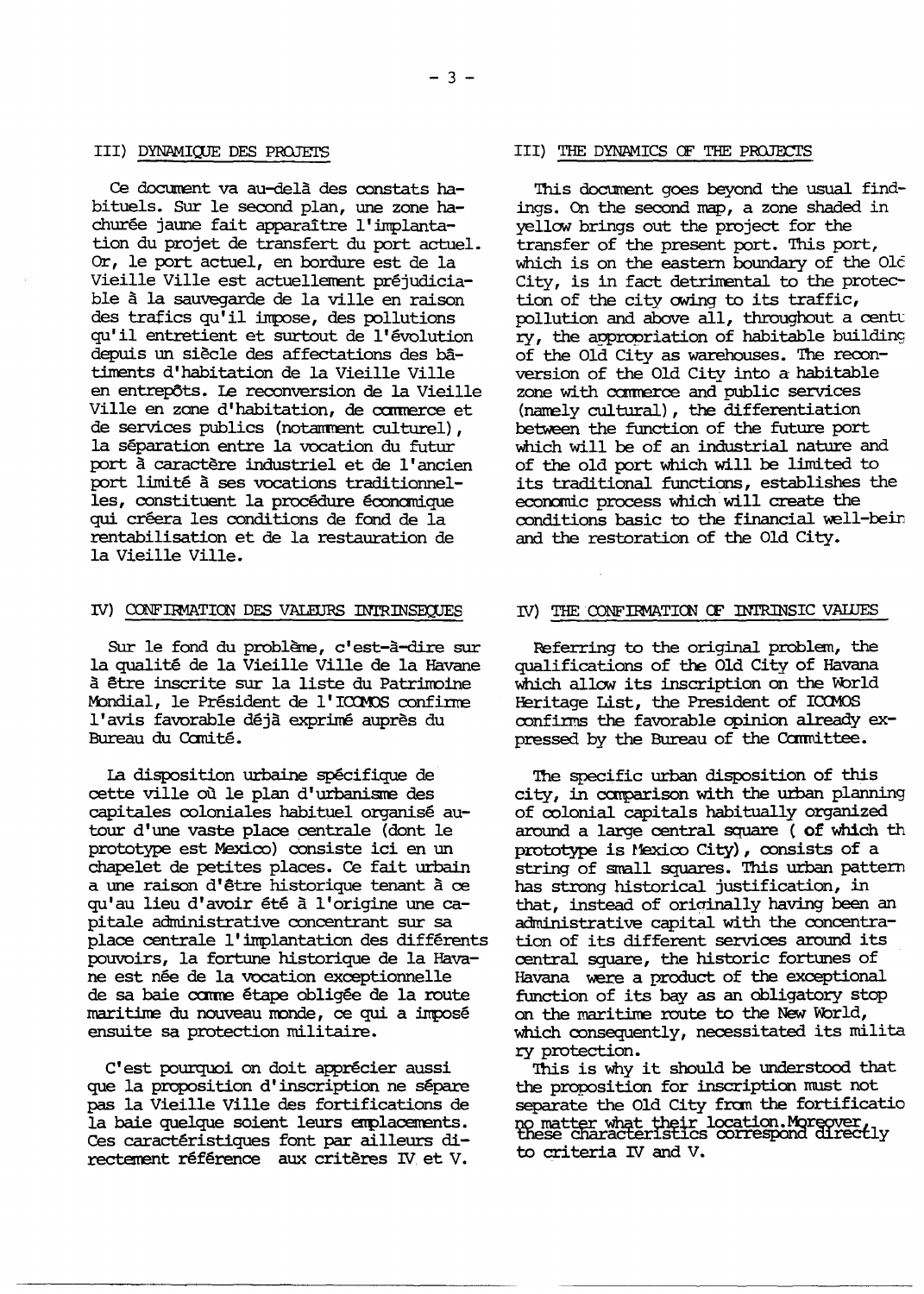## III) DYNAMIQUE DES PROJETS

Ce document va au-delà des constats habituels. Sur le second plan, une zone hachurée jaune fait apparaître l'implantation du projet de transfert du port actuel. Or, le port actuel, en bordure est de la Vieille Ville est actuellement préjudiciable à la sauvegarde de la ville en raison des trafics qu'il impose, des pollutions qu'il entretient et surtout de l'évolution depuis un siècle des affectations des bâtiments d'habitation de la Vieille Ville en entrepôts. La reconversion de la Vieille Ville en zone d'habitation, de commerce et de services publics (notamment culturel), la séparation entre la vocation du futur port à caractère industriel et de l'ancien port limité à ses vocations traditionnelles, constituent la procédure économique qui créera les conditions de fond de la rentabilisation et de la restauration de la Vieille Ville.

## IV) CONFIRMATION DES VALEURS INTRINSEQUES

Sur le fond du problème, c'est-à-dire sur la qualité de la Vieille Ville de la Havane à être inscrite sur la liste du Patrimoine Mondial, le Président de l'ICOMOS confirme l'avis favorable déjà exprimé auprès du Bureau du Comité.

La disposition urbaine spécifique de cette ville où le plan d'urbanisme des capitales coloniales habituel organisé autour d'une vaste place centrale (dont le prototype est Mexico) consiste ici en un chapelet de petites places. Ce fait urbain a une raison d'être historique tenant à ce qu'au lieu d'avoir été à l'origine une capitale administrative concentrant sur sa place centrale l'implantation des différents pouvoirs, la fortune historique de la Havane est née de la vocation exceptionnelle de sa baie comme étape obligée de la route maritime du nouveau monde, ce qui a imposé ensuite sa protection militaire.

C'est pourquoi on doit apprécier aussi que la proposition d'inscription ne sépare pas la Vieille Ville des fortifications de la baie quelque soient leurs emplacements. Ces caractéristiques font par ailleurs directement référence aux critères IV et V.

## III) THE DYNAMICS OF THE PROJECTS

This document goes beyond the usual findings. On the second map, a zone shaded in yellow brings out the project for the transfer of the present port. This port, which is on the eastern boundary of the Old City, is in fact detrimental to the protection of the city owing to its traffic, pollution and above all, throughout a century, the appropriation of habitable building of the Old City as warehouses. The reconversion of the Old City into a habitable zone with commerce and public services (namely cultural), the differentiation between the function of the future port which will be of an industrial nature and of the old port which will be limited to its traditional functions, establishes the economic process which will create the conditions basic to the financial well-bein and the restoration of the Old City.

## IV) THE CONFIRMATION OF INTRINSIC VALUES

Referring to the original problem, the qualifications of the Old City of Havana which allow its inscription on the World Heritage List, the President of ICOMOS confirms the favorable opinion already expressed by the Bureau of the Committee.

The specific urban disposition of this city, in comparison with the urban planning of colonial capitals habitually organized around a large central square ( of which th prototype is Mexico City), consists of a string of small squares. This urban pattern has strong historical justification, in that, instead of originally having been an administrative capital with the concentration of its different services around its central square, the historic fortunes of Havana were a product of the exceptional function of its bay as an obligatory stop on the maritime route to the New World, which consequently, necessitated its military protection.

This is why it should be understood that the proposition for inscription must not separate the Old City from the fortificatio no matter what their location. Moreover, these characteristics correspond directly to criteria IV and V.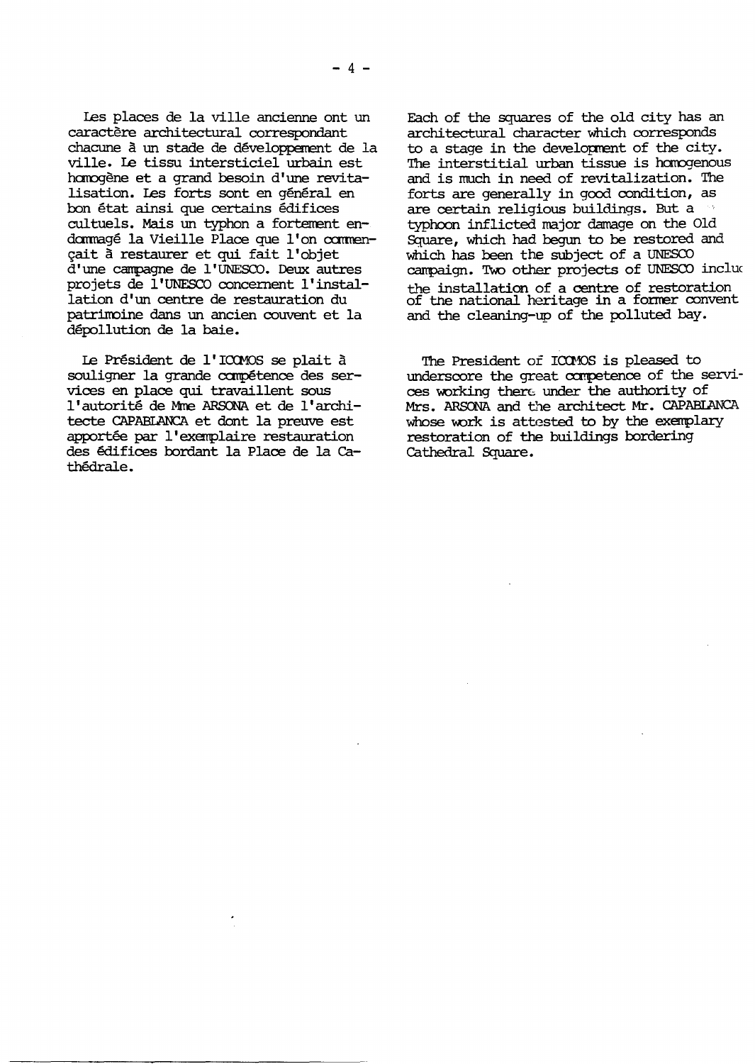Les places de la ville ancienne ont un caractère architectural correspondant chacune à un stade de développement de la ville. Le tissu intersticiel urbain est homogène et a grand besoin d'une revitalisation. Les forts sont en général en bon état ainsi que certains édifices cultuels. Mais un typhon a fortement endommagé la Vieille Place que l'on commençait à restaurer et qui fait l'objet d'une campagne de l'UNESCO. Deux autres projets de l'UNESCO concernent l'installation d'un centre de restauration du patrimoine dans un ancien couvent et la dépollution de la baie.

Le Président de l'ICOMOS se plait à souligner la grande compétence des services en place qui travaillent sous l'autorité de Mme ARSONA et de l'architecte CAPABLANCA et dont la preuve est apportée par l'exemplaire restauration des édifices bordant la Place de la Cathédrale.

Each of the squares of the old city has an architectural character which corresponds to a stage in the development of the city. The interstitial urban tissue is homogenous and is much in need of revitalization. The forts are generally in good condition, as are certain religious buildings. But a typhoon inflicted major damage on the Old Square, which had begun to be restored and which has been the subject of a UNESCO campaign. Two other projects of UNESCO incluc the installation of a centre of restoration of the national heritage in a former convent and the cleaning-up of the polluted bay.

The President of ICOMOS is pleased to underscore the great competence of the services working there under the authority of Mrs. ARSONA and the architect Mr. CAPABLANCA whose work is attested to by the exemplary restoration of the buildings bordering Cathedral Square.